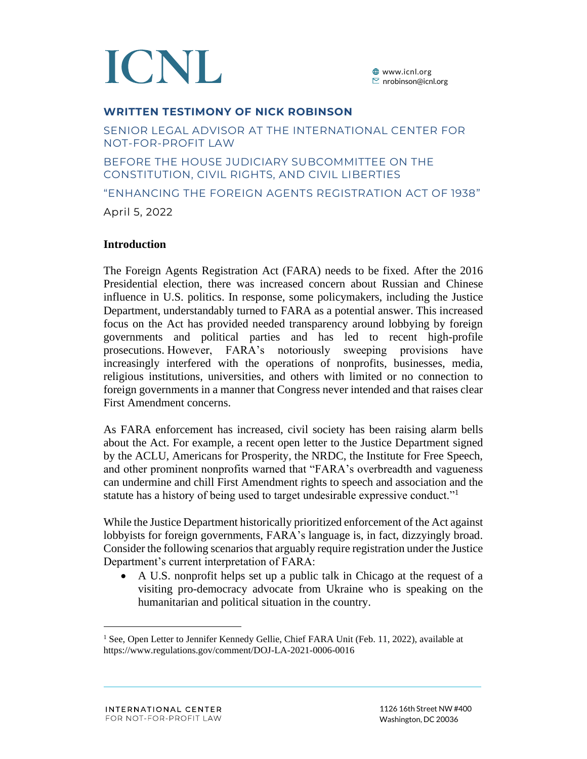# ICNL

www.icnl.org
nrobinson@icnl.org

## WRITTEN TESTIMONY OF NICK ROBINSON

SENIOR LEGAL ADVISOR AT THE INTERNATIONAL CENTER FOR NOT-FOR-PROFIT LAW

BEFORE THE HOUSE JUDICIARY SUBCOMMITTEE ON THE CONSTITUTION, CIVIL RIGHTS, AND CIVIL LIBERTIES

"ENHANCING THE FOREIGN AGENTS REGISTRATION ACT OF 1938"

April 5, 2022

### Introduction

The Foreign Agents Registration Act (FARA) needs to be fixed. After the 2016 Presidential election, there was increased concern about Russian and Chinese influence in U.S. politics. In response, some policymakers, including the Justice Department, understandably turned to FARA as a potential answer. This increased focus on the Act has provided needed transparency around lobbying by foreign governments and political parties and has led to recent high-profile prosecutions. However, FARA's notoriously sweeping provisions have increasingly interfered with the operations of nonprofits, businesses, media, religious institutions, universities, and others with limited or no connection to foreign governments in a manner that Congress never intended and that raises clear First Amendment concerns.

As FARA enforcement has increased, civil society has been raising alarm bells about the Act. For example, a recent open letter to the Justice Department signed by the ACLU, Americans for Prosperity, the NRDC, the Institute for Free Speech, and other prominent nonprofits warned that "FARA's overbreadth and vagueness can undermine and chill First Amendment rights to speech and association and the statute has a history of being used to target undesirable expressive conduct."[1]

While the Justice Department historically prioritized enforcement of the Act against lobbyists for foreign governments, FARA's language is, in fact, dizzyingly broad. Consider the following scenarios that arguably require registration under the Justice Department's current interpretation of FARA:

- A U.S. nonprofit helps set up a public talk in Chicago at the request of a visiting pro-democracy advocate from Ukraine who is speaking on the humanitarian and political situation in the country.

[1] See, Open Letter to Jennifer Kennedy Gellie, Chief FARA Unit (Feb. 11, 2022), available at https://www.regulations.gov/comment/DOJ-LA-2021-0006-0016

INTERNATIONAL CENTER FOR NOT-FOR-PROFIT LAW

1126 16th Street NW #400
Washington, DC 20036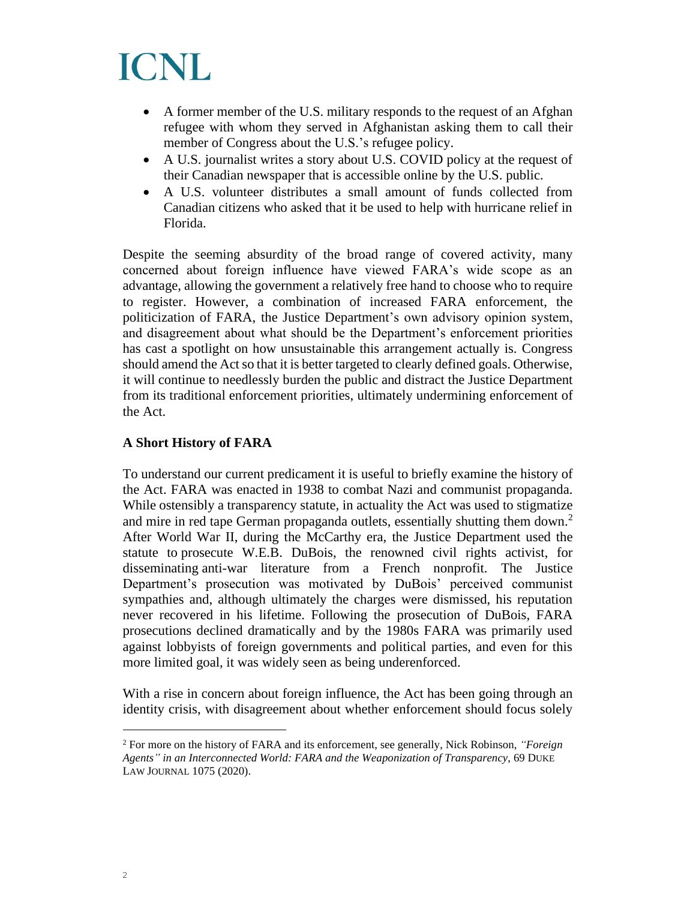- A former member of the U.S. military responds to the request of an Afghan refugee with whom they served in Afghanistan asking them to call their member of Congress about the U.S.'s refugee policy.
- A U.S. journalist writes a story about U.S. COVID policy at the request of their Canadian newspaper that is accessible online by the U.S. public.
- A U.S. volunteer distributes a small amount of funds collected from Canadian citizens who asked that it be used to help with hurricane relief in Florida.

Despite the seeming absurdity of the broad range of covered activity, many concerned about foreign influence have viewed FARA's wide scope as an advantage, allowing the government a relatively free hand to choose who to require to register. However, a combination of increased FARA enforcement, the politicization of FARA, the Justice Department's own advisory opinion system, and disagreement about what should be the Department's enforcement priorities has cast a spotlight on how unsustainable this arrangement actually is. Congress should amend the Act so that it is better targeted to clearly defined goals. Otherwise, it will continue to needlessly burden the public and distract the Justice Department from its traditional enforcement priorities, ultimately undermining enforcement of the Act.

**A Short History of FARA**

To understand our current predicament it is useful to briefly examine the history of the Act. FARA was enacted in 1938 to combat Nazi and communist propaganda. While ostensibly a transparency statute, in actuality the Act was used to stigmatize and mire in red tape German propaganda outlets, essentially shutting them down.[2] After World War II, during the McCarthy era, the Justice Department used the statute to prosecute W.E.B. DuBois, the renowned civil rights activist, for disseminating anti-war literature from a French nonprofit. The Justice Department's prosecution was motivated by DuBois' perceived communist sympathies and, although ultimately the charges were dismissed, his reputation never recovered in his lifetime. Following the prosecution of DuBois, FARA prosecutions declined dramatically and by the 1980s FARA was primarily used against lobbyists of foreign governments and political parties, and even for this more limited goal, it was widely seen as being underenforced.

With a rise in concern about foreign influence, the Act has been going through an identity crisis, with disagreement about whether enforcement should focus solely

---

[2] For more on the history of FARA and its enforcement, see generally, Nick Robinson, *"Foreign Agents" in an Interconnected World: FARA and the Weaponization of Transparency*, 69 DUKE LAW JOURNAL 1075 (2020).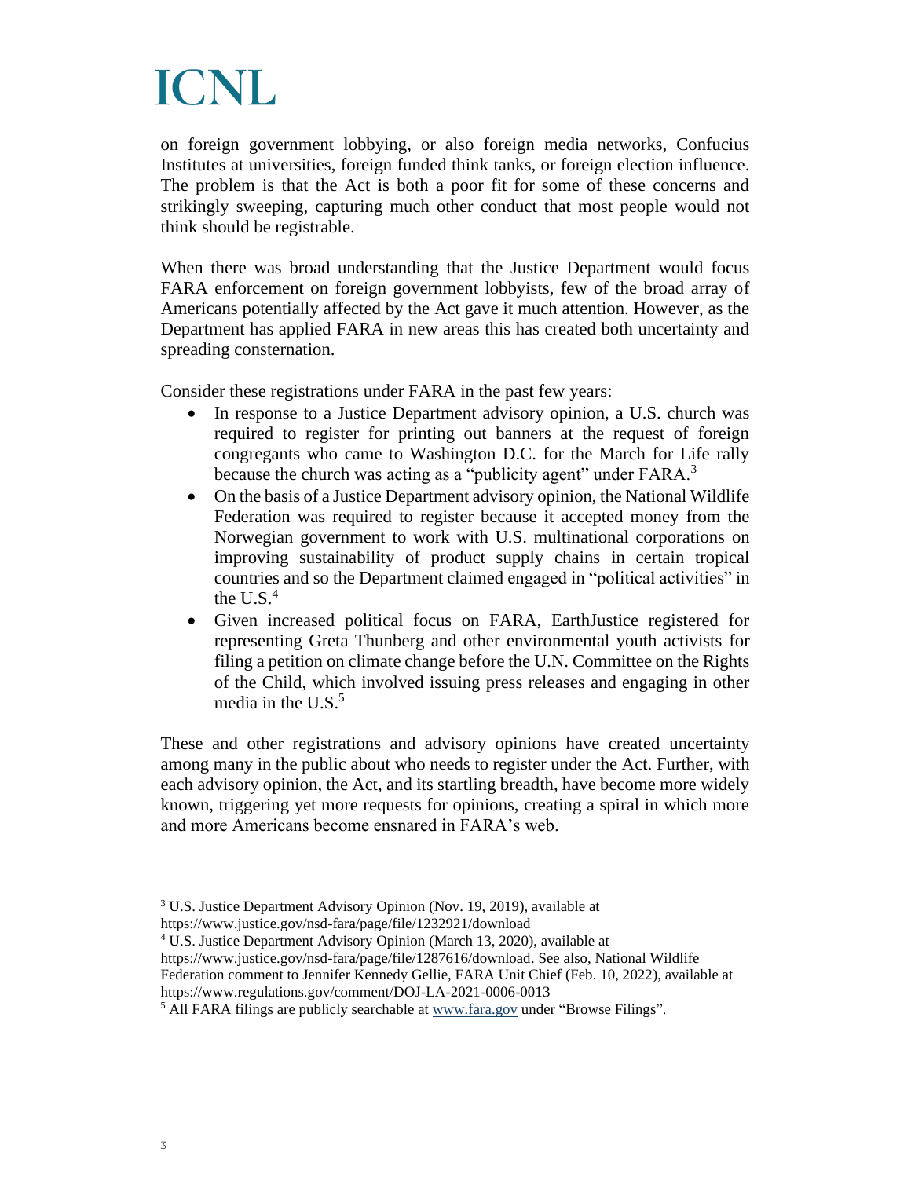on foreign government lobbying, or also foreign media networks, Confucius Institutes at universities, foreign funded think tanks, or foreign election influence. The problem is that the Act is both a poor fit for some of these concerns and strikingly sweeping, capturing much other conduct that most people would not think should be registrable.

When there was broad understanding that the Justice Department would focus FARA enforcement on foreign government lobbyists, few of the broad array of Americans potentially affected by the Act gave it much attention. However, as the Department has applied FARA in new areas this has created both uncertainty and spreading consternation.

Consider these registrations under FARA in the past few years:

- In response to a Justice Department advisory opinion, a U.S. church was required to register for printing out banners at the request of foreign congregants who came to Washington D.C. for the March for Life rally because the church was acting as a "publicity agent" under FARA.[3]
- On the basis of a Justice Department advisory opinion, the National Wildlife Federation was required to register because it accepted money from the Norwegian government to work with U.S. multinational corporations on improving sustainability of product supply chains in certain tropical countries and so the Department claimed engaged in "political activities" in the U.S.[4]
- Given increased political focus on FARA, EarthJustice registered for representing Greta Thunberg and other environmental youth activists for filing a petition on climate change before the U.N. Committee on the Rights of the Child, which involved issuing press releases and engaging in other media in the U.S.[5]

These and other registrations and advisory opinions have created uncertainty among many in the public about who needs to register under the Act. Further, with each advisory opinion, the Act, and its startling breadth, have become more widely known, triggering yet more requests for opinions, creating a spiral in which more and more Americans become ensnared in FARA's web.

---

[3] U.S. Justice Department Advisory Opinion (Nov. 19, 2019), available at https://www.justice.gov/nsd-fara/page/file/1232921/download

[4] U.S. Justice Department Advisory Opinion (March 13, 2020), available at https://www.justice.gov/nsd-fara/page/file/1287616/download. See also, National Wildlife Federation comment to Jennifer Kennedy Gellie, FARA Unit Chief (Feb. 10, 2022), available at https://www.regulations.gov/comment/DOJ-LA-2021-0006-0013

[5] All FARA filings are publicly searchable at www.fara.gov under "Browse Filings".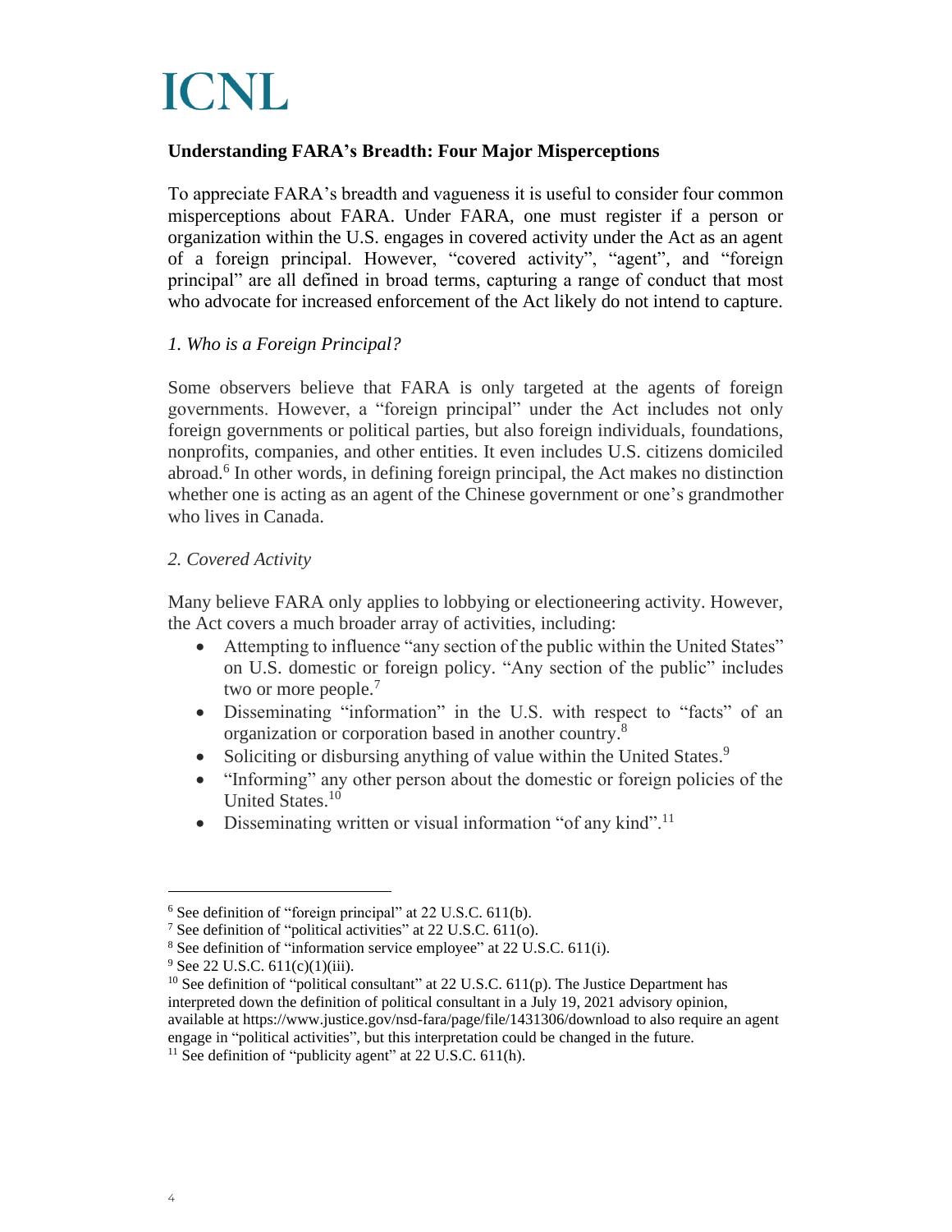**ICNL**

## Understanding FARA's Breadth: Four Major Misperceptions

To appreciate FARA's breadth and vagueness it is useful to consider four common misperceptions about FARA. Under FARA, one must register if a person or organization within the U.S. engages in covered activity under the Act as an agent of a foreign principal. However, "covered activity", "agent", and "foreign principal" are all defined in broad terms, capturing a range of conduct that most who advocate for increased enforcement of the Act likely do not intend to capture.

### *1. Who is a Foreign Principal?*

Some observers believe that FARA is only targeted at the agents of foreign governments. However, a "foreign principal" under the Act includes not only foreign governments or political parties, but also foreign individuals, foundations, nonprofits, companies, and other entities. It even includes U.S. citizens domiciled abroad.[6] In other words, in defining foreign principal, the Act makes no distinction whether one is acting as an agent of the Chinese government or one's grandmother who lives in Canada.

### *2. Covered Activity*

Many believe FARA only applies to lobbying or electioneering activity. However, the Act covers a much broader array of activities, including:

- Attempting to influence "any section of the public within the United States" on U.S. domestic or foreign policy. "Any section of the public" includes two or more people.[7]
- Disseminating "information" in the U.S. with respect to "facts" of an organization or corporation based in another country.[8]
- Soliciting or disbursing anything of value within the United States.[9]
- "Informing" any other person about the domestic or foreign policies of the United States.[10]
- Disseminating written or visual information "of any kind".[11]

---

[6] See definition of "foreign principal" at 22 U.S.C. 611(b).

[7] See definition of "political activities" at 22 U.S.C. 611(o).

[8] See definition of "information service employee" at 22 U.S.C. 611(i).

[9] See 22 U.S.C. 611(c)(1)(iii).

[10] See definition of "political consultant" at 22 U.S.C. 611(p). The Justice Department has interpreted down the definition of political consultant in a July 19, 2021 advisory opinion, available at https://www.justice.gov/nsd-fara/page/file/1431306/download to also require an agent engage in "political activities", but this interpretation could be changed in the future.

[11] See definition of "publicity agent" at 22 U.S.C. 611(h).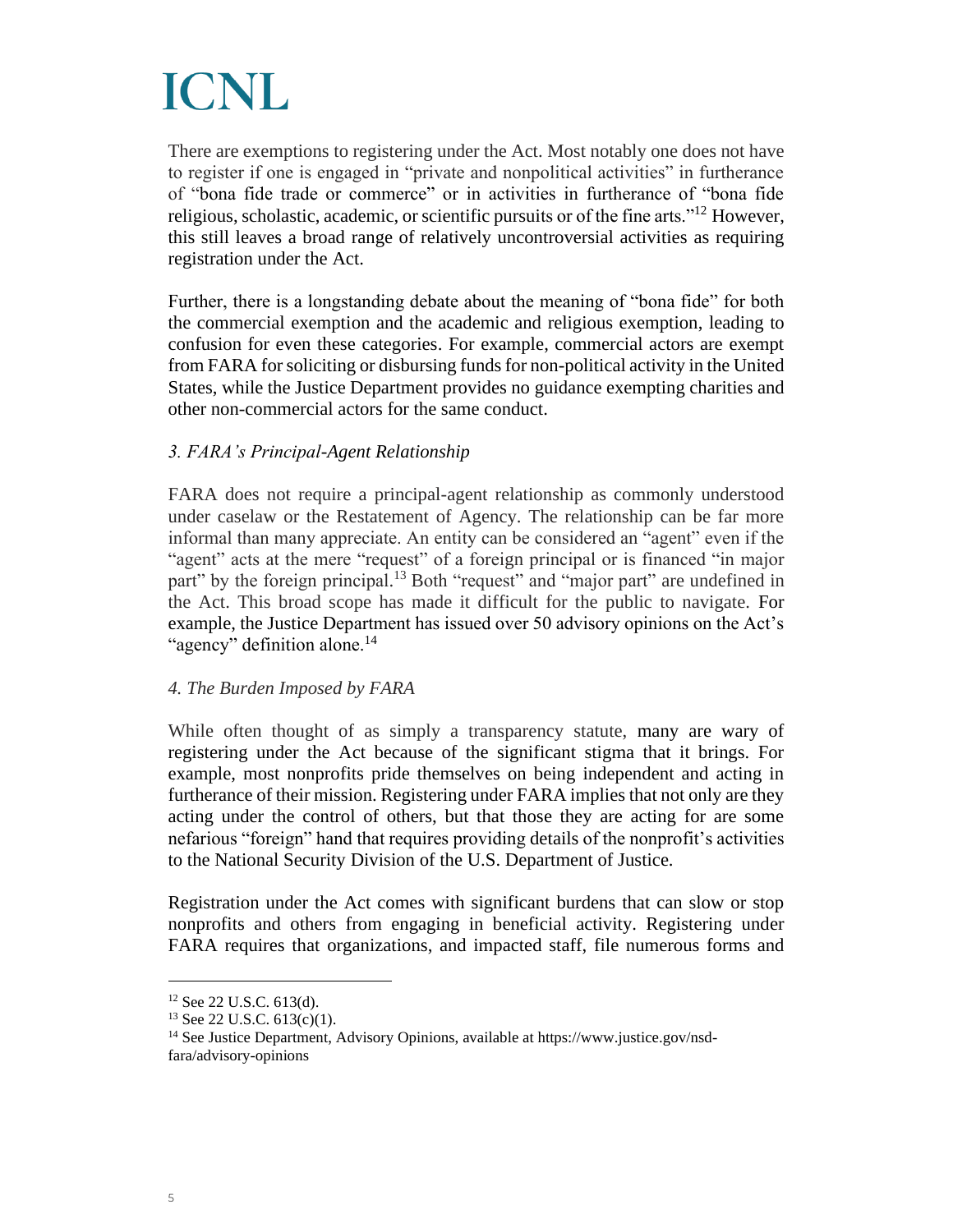There are exemptions to registering under the Act. Most notably one does not have to register if one is engaged in "private and nonpolitical activities" in furtherance of "bona fide trade or commerce" or in activities in furtherance of "bona fide religious, scholastic, academic, or scientific pursuits or of the fine arts."[12] However, this still leaves a broad range of relatively uncontroversial activities as requiring registration under the Act.

Further, there is a longstanding debate about the meaning of "bona fide" for both the commercial exemption and the academic and religious exemption, leading to confusion for even these categories. For example, commercial actors are exempt from FARA for soliciting or disbursing funds for non-political activity in the United States, while the Justice Department provides no guidance exempting charities and other non-commercial actors for the same conduct.

*3. FARA's Principal-Agent Relationship*

FARA does not require a principal-agent relationship as commonly understood under caselaw or the Restatement of Agency. The relationship can be far more informal than many appreciate. An entity can be considered an "agent" even if the "agent" acts at the mere "request" of a foreign principal or is financed "in major part" by the foreign principal.[13] Both "request" and "major part" are undefined in the Act. This broad scope has made it difficult for the public to navigate. For example, the Justice Department has issued over 50 advisory opinions on the Act's "agency" definition alone.[14]

*4. The Burden Imposed by FARA*

While often thought of as simply a transparency statute, many are wary of registering under the Act because of the significant stigma that it brings. For example, most nonprofits pride themselves on being independent and acting in furtherance of their mission. Registering under FARA implies that not only are they acting under the control of others, but that those they are acting for are some nefarious "foreign" hand that requires providing details of the nonprofit's activities to the National Security Division of the U.S. Department of Justice.

Registration under the Act comes with significant burdens that can slow or stop nonprofits and others from engaging in beneficial activity. Registering under FARA requires that organizations, and impacted staff, file numerous forms and

---

[12] See 22 U.S.C. 613(d).

[13] See 22 U.S.C. 613(c)(1).

[14] See Justice Department, Advisory Opinions, available at https://www.justice.gov/nsd-fara/advisory-opinions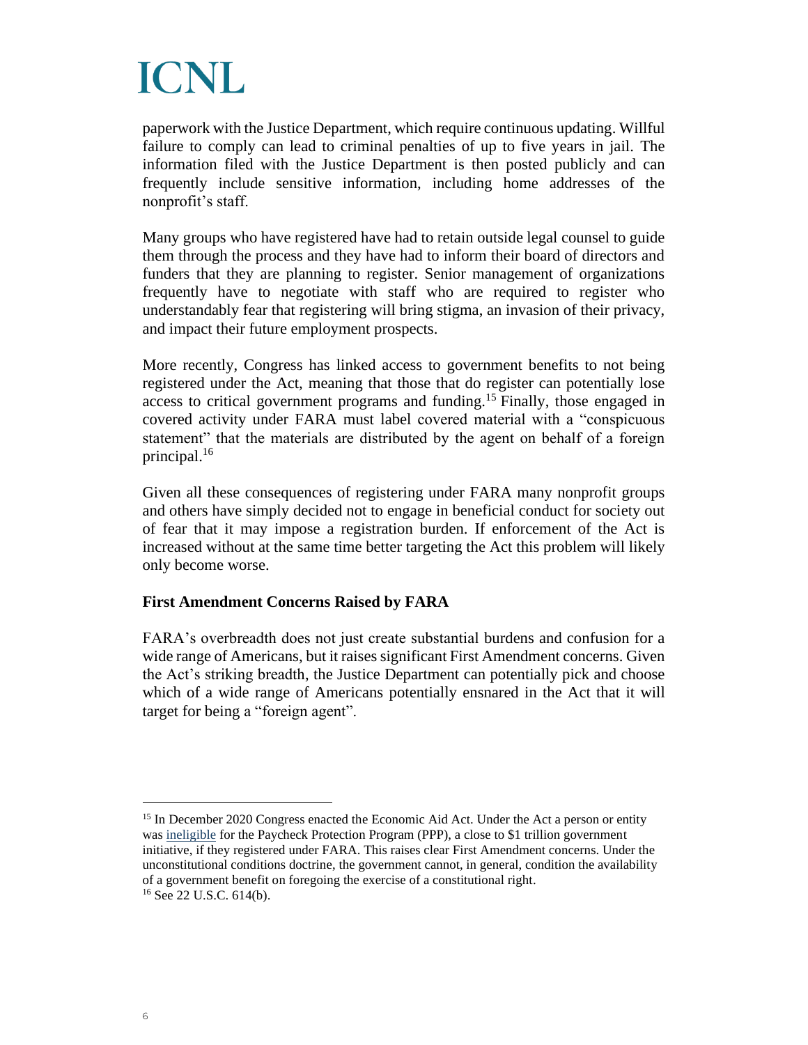paperwork with the Justice Department, which require continuous updating. Willful failure to comply can lead to criminal penalties of up to five years in jail. The information filed with the Justice Department is then posted publicly and can frequently include sensitive information, including home addresses of the nonprofit's staff.

Many groups who have registered have had to retain outside legal counsel to guide them through the process and they have had to inform their board of directors and funders that they are planning to register. Senior management of organizations frequently have to negotiate with staff who are required to register who understandably fear that registering will bring stigma, an invasion of their privacy, and impact their future employment prospects.

More recently, Congress has linked access to government benefits to not being registered under the Act, meaning that those that do register can potentially lose access to critical government programs and funding.[15] Finally, those engaged in covered activity under FARA must label covered material with a "conspicuous statement" that the materials are distributed by the agent on behalf of a foreign principal.[16]

Given all these consequences of registering under FARA many nonprofit groups and others have simply decided not to engage in beneficial conduct for society out of fear that it may impose a registration burden. If enforcement of the Act is increased without at the same time better targeting the Act this problem will likely only become worse.

**First Amendment Concerns Raised by FARA**

FARA's overbreadth does not just create substantial burdens and confusion for a wide range of Americans, but it raises significant First Amendment concerns. Given the Act's striking breadth, the Justice Department can potentially pick and choose which of a wide range of Americans potentially ensnared in the Act that it will target for being a "foreign agent".

---

[15] In December 2020 Congress enacted the Economic Aid Act. Under the Act a person or entity was ineligible for the Paycheck Protection Program (PPP), a close to $1 trillion government initiative, if they registered under FARA. This raises clear First Amendment concerns. Under the unconstitutional conditions doctrine, the government cannot, in general, condition the availability of a government benefit on foregoing the exercise of a constitutional right.

[16] See 22 U.S.C. 614(b).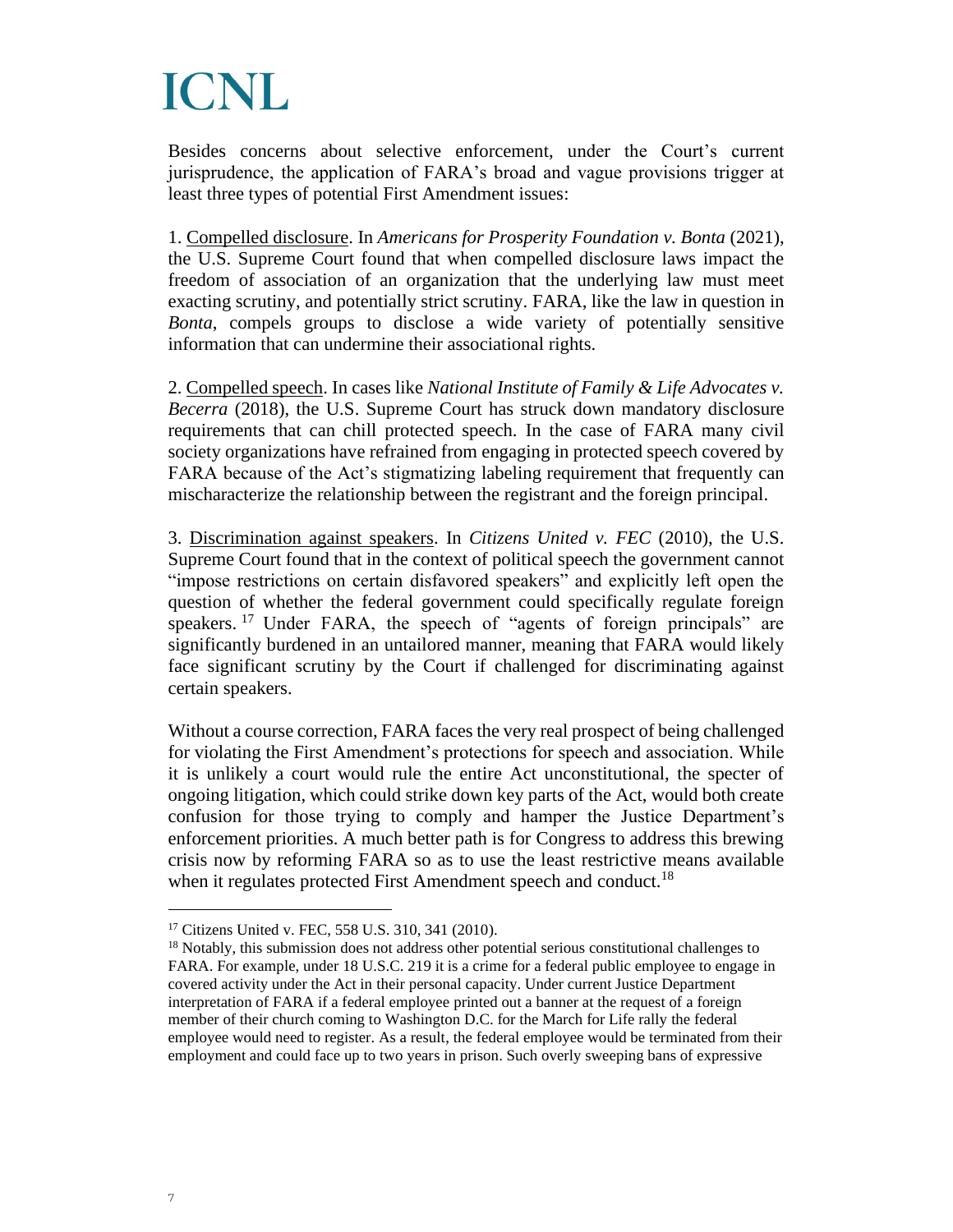Besides concerns about selective enforcement, under the Court's current jurisprudence, the application of FARA's broad and vague provisions trigger at least three types of potential First Amendment issues:

1. Compelled disclosure. In *Americans for Prosperity Foundation v. Bonta* (2021), the U.S. Supreme Court found that when compelled disclosure laws impact the freedom of association of an organization that the underlying law must meet exacting scrutiny, and potentially strict scrutiny. FARA, like the law in question in *Bonta*, compels groups to disclose a wide variety of potentially sensitive information that can undermine their associational rights.

2. Compelled speech. In cases like *National Institute of Family & Life Advocates v. Becerra* (2018), the U.S. Supreme Court has struck down mandatory disclosure requirements that can chill protected speech. In the case of FARA many civil society organizations have refrained from engaging in protected speech covered by FARA because of the Act's stigmatizing labeling requirement that frequently can mischaracterize the relationship between the registrant and the foreign principal.

3. Discrimination against speakers. In *Citizens United v. FEC* (2010), the U.S. Supreme Court found that in the context of political speech the government cannot "impose restrictions on certain disfavored speakers" and explicitly left open the question of whether the federal government could specifically regulate foreign speakers. [17] Under FARA, the speech of "agents of foreign principals" are significantly burdened in an untailored manner, meaning that FARA would likely face significant scrutiny by the Court if challenged for discriminating against certain speakers.

Without a course correction, FARA faces the very real prospect of being challenged for violating the First Amendment's protections for speech and association. While it is unlikely a court would rule the entire Act unconstitutional, the specter of ongoing litigation, which could strike down key parts of the Act, would both create confusion for those trying to comply and hamper the Justice Department's enforcement priorities. A much better path is for Congress to address this brewing crisis now by reforming FARA so as to use the least restrictive means available when it regulates protected First Amendment speech and conduct.[18]

---

[17] Citizens United v. FEC, 558 U.S. 310, 341 (2010).

[18] Notably, this submission does not address other potential serious constitutional challenges to FARA. For example, under 18 U.S.C. 219 it is a crime for a federal public employee to engage in covered activity under the Act in their personal capacity. Under current Justice Department interpretation of FARA if a federal employee printed out a banner at the request of a foreign member of their church coming to Washington D.C. for the March for Life rally the federal employee would need to register. As a result, the federal employee would be terminated from their employment and could face up to two years in prison. Such overly sweeping bans of expressive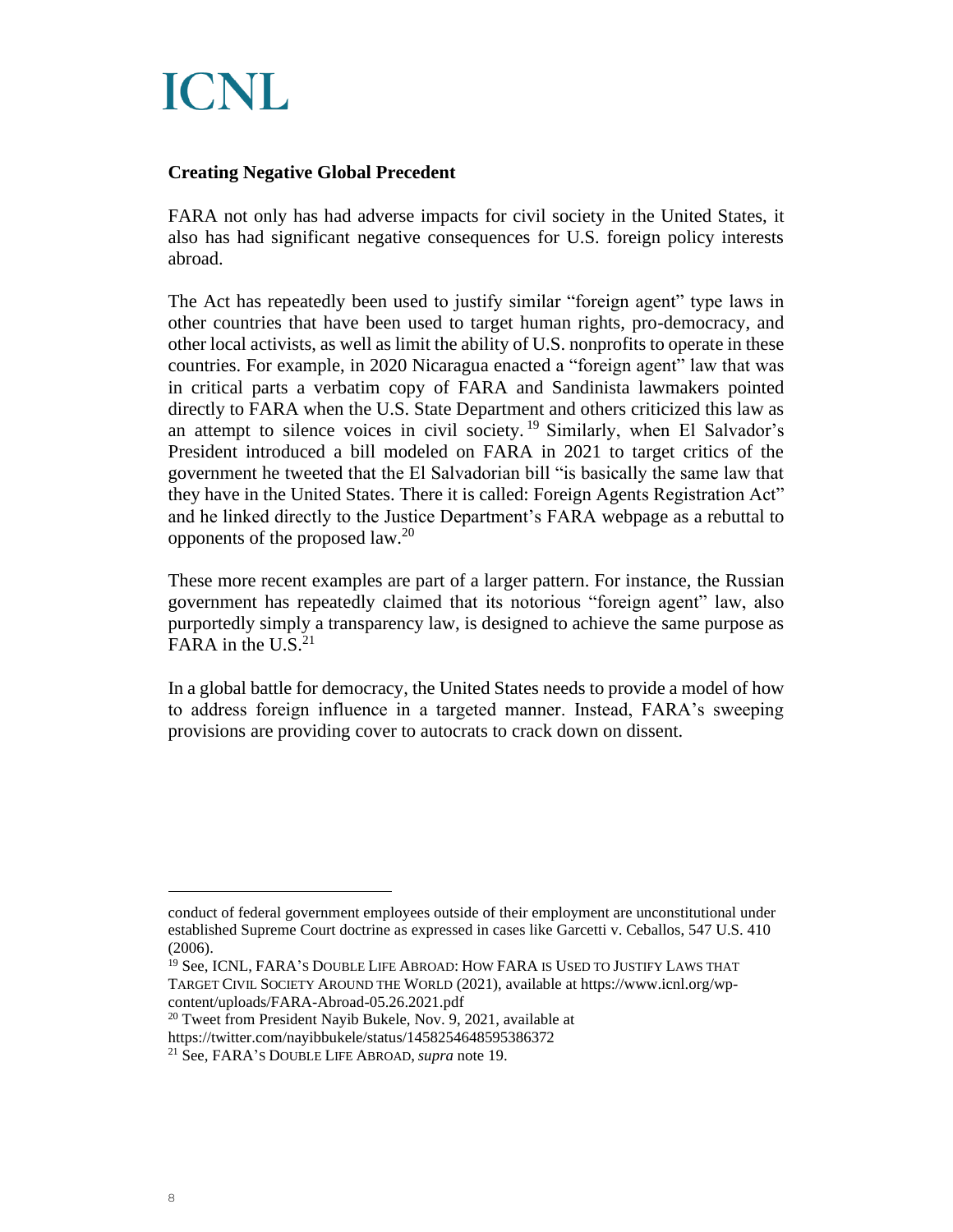### Creating Negative Global Precedent

FARA not only has had adverse impacts for civil society in the United States, it also has had significant negative consequences for U.S. foreign policy interests abroad.

The Act has repeatedly been used to justify similar "foreign agent" type laws in other countries that have been used to target human rights, pro-democracy, and other local activists, as well as limit the ability of U.S. nonprofits to operate in these countries. For example, in 2020 Nicaragua enacted a "foreign agent" law that was in critical parts a verbatim copy of FARA and Sandinista lawmakers pointed directly to FARA when the U.S. State Department and others criticized this law as an attempt to silence voices in civil society.[19] Similarly, when El Salvador's President introduced a bill modeled on FARA in 2021 to target critics of the government he tweeted that the El Salvadorian bill "is basically the same law that they have in the United States. There it is called: Foreign Agents Registration Act" and he linked directly to the Justice Department's FARA webpage as a rebuttal to opponents of the proposed law.[20]

These more recent examples are part of a larger pattern. For instance, the Russian government has repeatedly claimed that its notorious "foreign agent" law, also purportedly simply a transparency law, is designed to achieve the same purpose as FARA in the U.S.[21]

In a global battle for democracy, the United States needs to provide a model of how to address foreign influence in a targeted manner. Instead, FARA's sweeping provisions are providing cover to autocrats to crack down on dissent.

---

conduct of federal government employees outside of their employment are unconstitutional under established Supreme Court doctrine as expressed in cases like Garcetti v. Ceballos, 547 U.S. 410 (2006).

[19] See, ICNL, FARA'S DOUBLE LIFE ABROAD: HOW FARA IS USED TO JUSTIFY LAWS THAT TARGET CIVIL SOCIETY AROUND THE WORLD (2021), available at https://www.icnl.org/wp-content/uploads/FARA-Abroad-05.26.2021.pdf

[20] Tweet from President Nayib Bukele, Nov. 9, 2021, available at https://twitter.com/nayibbukele/status/1458254648595386372

[21] See, FARA'S DOUBLE LIFE ABROAD, *supra* note 19.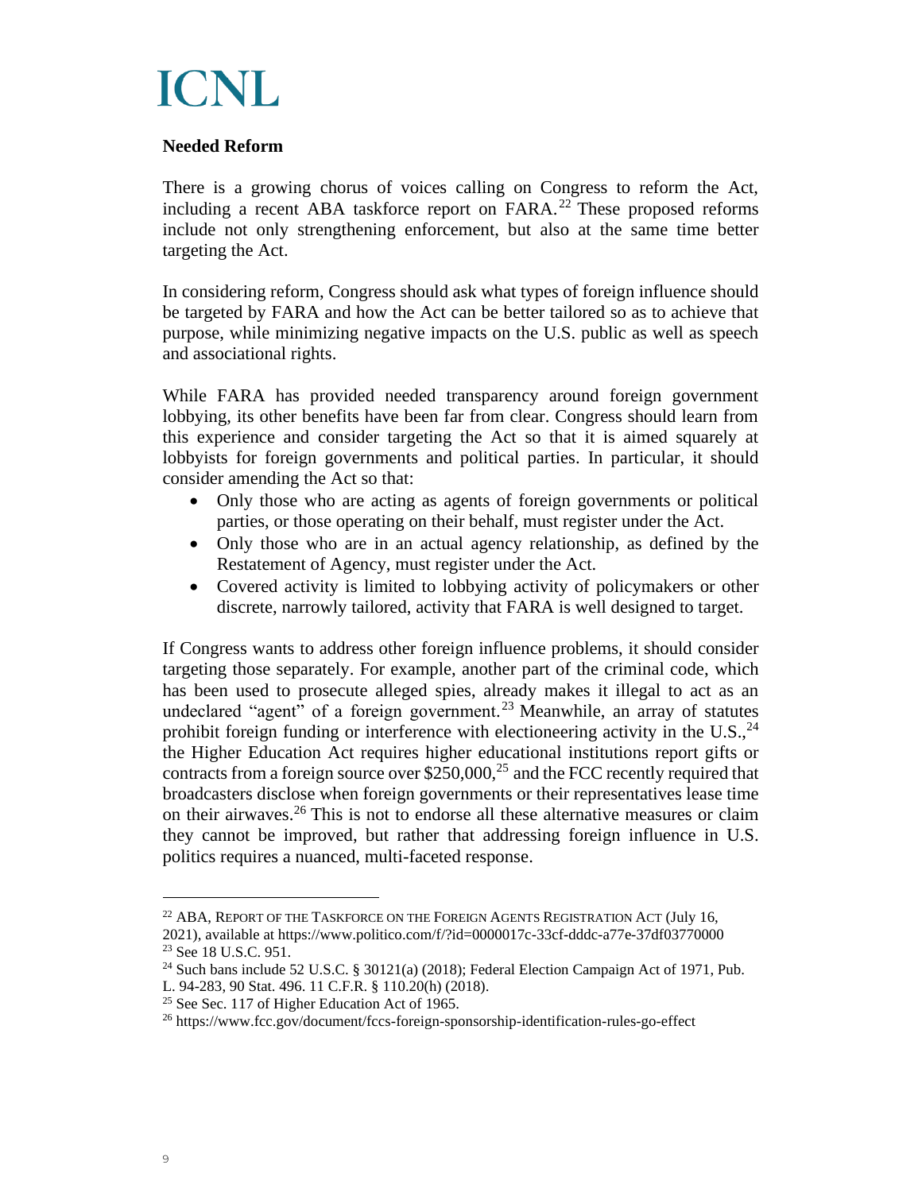**Needed Reform**

There is a growing chorus of voices calling on Congress to reform the Act, including a recent ABA taskforce report on FARA.[22] These proposed reforms include not only strengthening enforcement, but also at the same time better targeting the Act.

In considering reform, Congress should ask what types of foreign influence should be targeted by FARA and how the Act can be better tailored so as to achieve that purpose, while minimizing negative impacts on the U.S. public as well as speech and associational rights.

While FARA has provided needed transparency around foreign government lobbying, its other benefits have been far from clear. Congress should learn from this experience and consider targeting the Act so that it is aimed squarely at lobbyists for foreign governments and political parties. In particular, it should consider amending the Act so that:

- Only those who are acting as agents of foreign governments or political parties, or those operating on their behalf, must register under the Act.
- Only those who are in an actual agency relationship, as defined by the Restatement of Agency, must register under the Act.
- Covered activity is limited to lobbying activity of policymakers or other discrete, narrowly tailored, activity that FARA is well designed to target.

If Congress wants to address other foreign influence problems, it should consider targeting those separately. For example, another part of the criminal code, which has been used to prosecute alleged spies, already makes it illegal to act as an undeclared "agent" of a foreign government.[23] Meanwhile, an array of statutes prohibit foreign funding or interference with electioneering activity in the U.S.,[24] the Higher Education Act requires higher educational institutions report gifts or contracts from a foreign source over $250,000,[25] and the FCC recently required that broadcasters disclose when foreign governments or their representatives lease time on their airwaves.[26] This is not to endorse all these alternative measures or claim they cannot be improved, but rather that addressing foreign influence in U.S. politics requires a nuanced, multi-faceted response.

---

[22] ABA, Report of the Taskforce on the Foreign Agents Registration Act (July 16, 2021), available at https://www.politico.com/f/?id=0000017c-33cf-dddc-a77e-37df03770000

[23] See 18 U.S.C. 951.

[24] Such bans include 52 U.S.C. § 30121(a) (2018); Federal Election Campaign Act of 1971, Pub. L. 94-283, 90 Stat. 496. 11 C.F.R. § 110.20(h) (2018).

[25] See Sec. 117 of Higher Education Act of 1965.

[26] https://www.fcc.gov/document/fccs-foreign-sponsorship-identification-rules-go-effect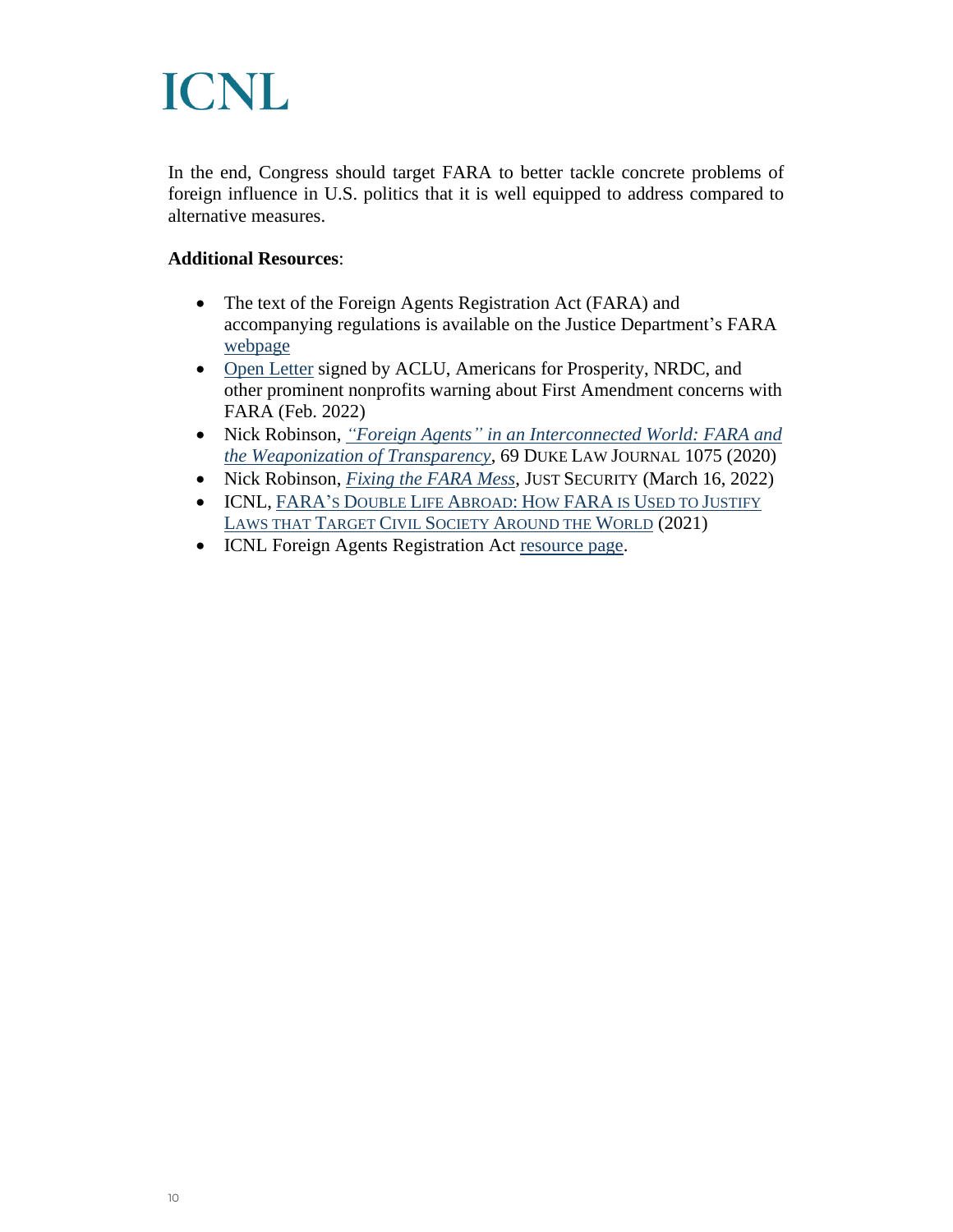In the end, Congress should target FARA to better tackle concrete problems of foreign influence in U.S. politics that it is well equipped to address compared to alternative measures.

**Additional Resources**:

- The text of the Foreign Agents Registration Act (FARA) and accompanying regulations is available on the Justice Department's FARA webpage
- Open Letter signed by ACLU, Americans for Prosperity, NRDC, and other prominent nonprofits warning about First Amendment concerns with FARA (Feb. 2022)
- Nick Robinson, *"Foreign Agents" in an Interconnected World: FARA and the Weaponization of Transparency*, 69 DUKE LAW JOURNAL 1075 (2020)
- Nick Robinson, *Fixing the FARA Mess*, JUST SECURITY (March 16, 2022)
- ICNL, FARA'S DOUBLE LIFE ABROAD: HOW FARA IS USED TO JUSTIFY LAWS THAT TARGET CIVIL SOCIETY AROUND THE WORLD (2021)
- ICNL Foreign Agents Registration Act resource page.